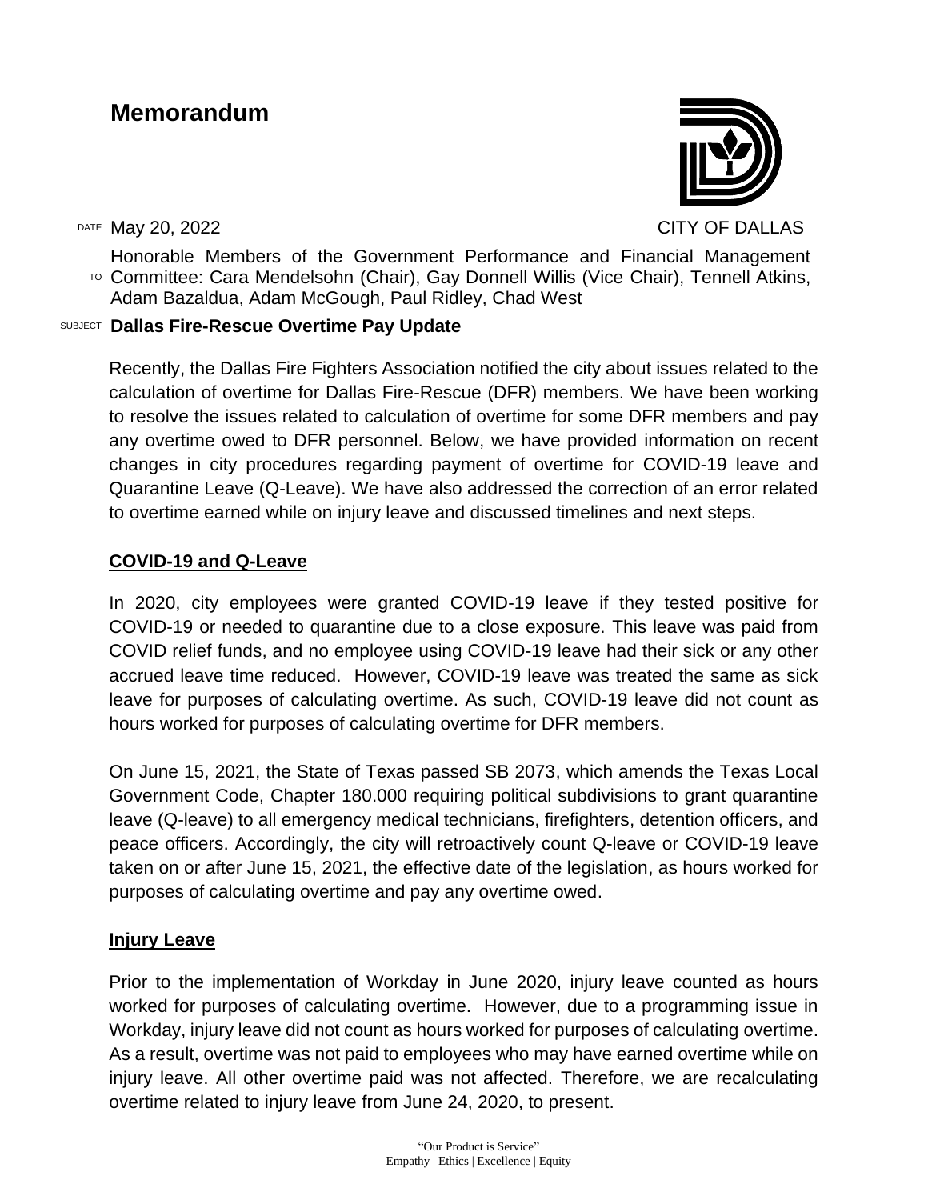# Memorandum

CITY OF DALLAS

DATE May 20, 2022

TO Honorable Members of the Government Performance and Financial Management Committee: Cara Mendelsohn (Chair), Gay Donnell Willis (Vice Chair), Tennell Atkins, Adam Bazaldua, Adam McGough, Paul Ridley, Chad West

SUBJECT **Dallas Fire-Rescue Overtime Pay Update**

Recently, the Dallas Fire Fighters Association notified the city about issues related to the calculation of overtime for Dallas Fire-Rescue (DFR) members. We have been working to resolve the issues related to calculation of overtime for some DFR members and pay any overtime owed to DFR personnel. Below, we have provided information on recent changes in city procedures regarding payment of overtime for COVID-19 leave and Quarantine Leave (Q-Leave). We have also addressed the correction of an error related to overtime earned while on injury leave and discussed timelines and next steps.

**COVID-19 and Q-Leave**

In 2020, city employees were granted COVID-19 leave if they tested positive for COVID-19 or needed to quarantine due to a close exposure. This leave was paid from COVID relief funds, and no employee using COVID-19 leave had their sick or any other accrued leave time reduced. However, COVID-19 leave was treated the same as sick leave for purposes of calculating overtime. As such, COVID-19 leave did not count as hours worked for purposes of calculating overtime for DFR members.

On June 15, 2021, the State of Texas passed SB 2073, which amends the Texas Local Government Code, Chapter 180.000 requiring political subdivisions to grant quarantine leave (Q-leave) to all emergency medical technicians, firefighters, detention officers, and peace officers. Accordingly, the city will retroactively count Q-leave or COVID-19 leave taken on or after June 15, 2021, the effective date of the legislation, as hours worked for purposes of calculating overtime and pay any overtime owed.

**Injury Leave**

Prior to the implementation of Workday in June 2020, injury leave counted as hours worked for purposes of calculating overtime. However, due to a programming issue in Workday, injury leave did not count as hours worked for purposes of calculating overtime. As a result, overtime was not paid to employees who may have earned overtime while on injury leave. All other overtime paid was not affected. Therefore, we are recalculating overtime related to injury leave from June 24, 2020, to present.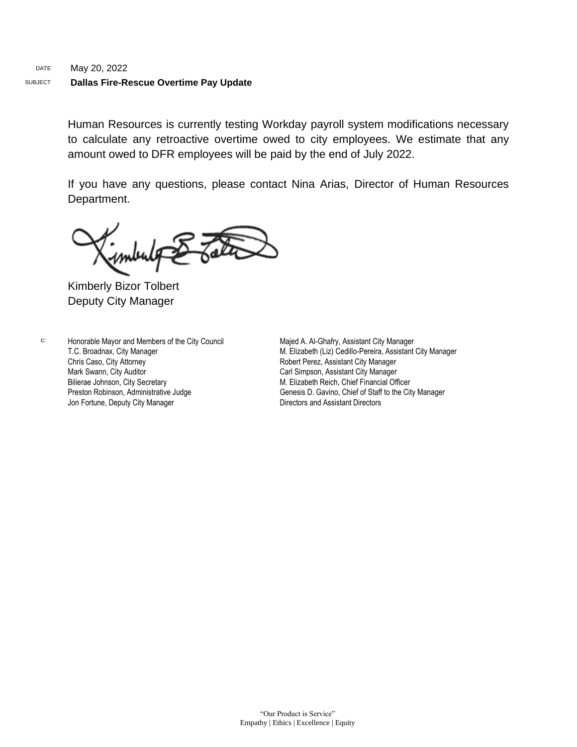DATE May 20, 2022

SUBJECT **Dallas Fire-Rescue Overtime Pay Update**

Human Resources is currently testing Workday payroll system modifications necessary to calculate any retroactive overtime owed to city employees. We estimate that any amount owed to DFR employees will be paid by the end of July 2022.

If you have any questions, please contact Nina Arias, Director of Human Resources Department.

Kimberly Bizor Tolbert
Deputy City Manager

c:
Honorable Mayor and Members of the City Council
T.C. Broadnax, City Manager
Chris Caso, City Attorney
Mark Swann, City Auditor
Bilierae Johnson, City Secretary
Preston Robinson, Administrative Judge
Jon Fortune, Deputy City Manager
Majed A. Al-Ghafry, Assistant City Manager
M. Elizabeth (Liz) Cedillo-Pereira, Assistant City Manager
Robert Perez, Assistant City Manager
Carl Simpson, Assistant City Manager
M. Elizabeth Reich, Chief Financial Officer
Genesis D. Gavino, Chief of Staff to the City Manager
Directors and Assistant Directors

"Our Product is Service"
Empathy | Ethics | Excellence | Equity